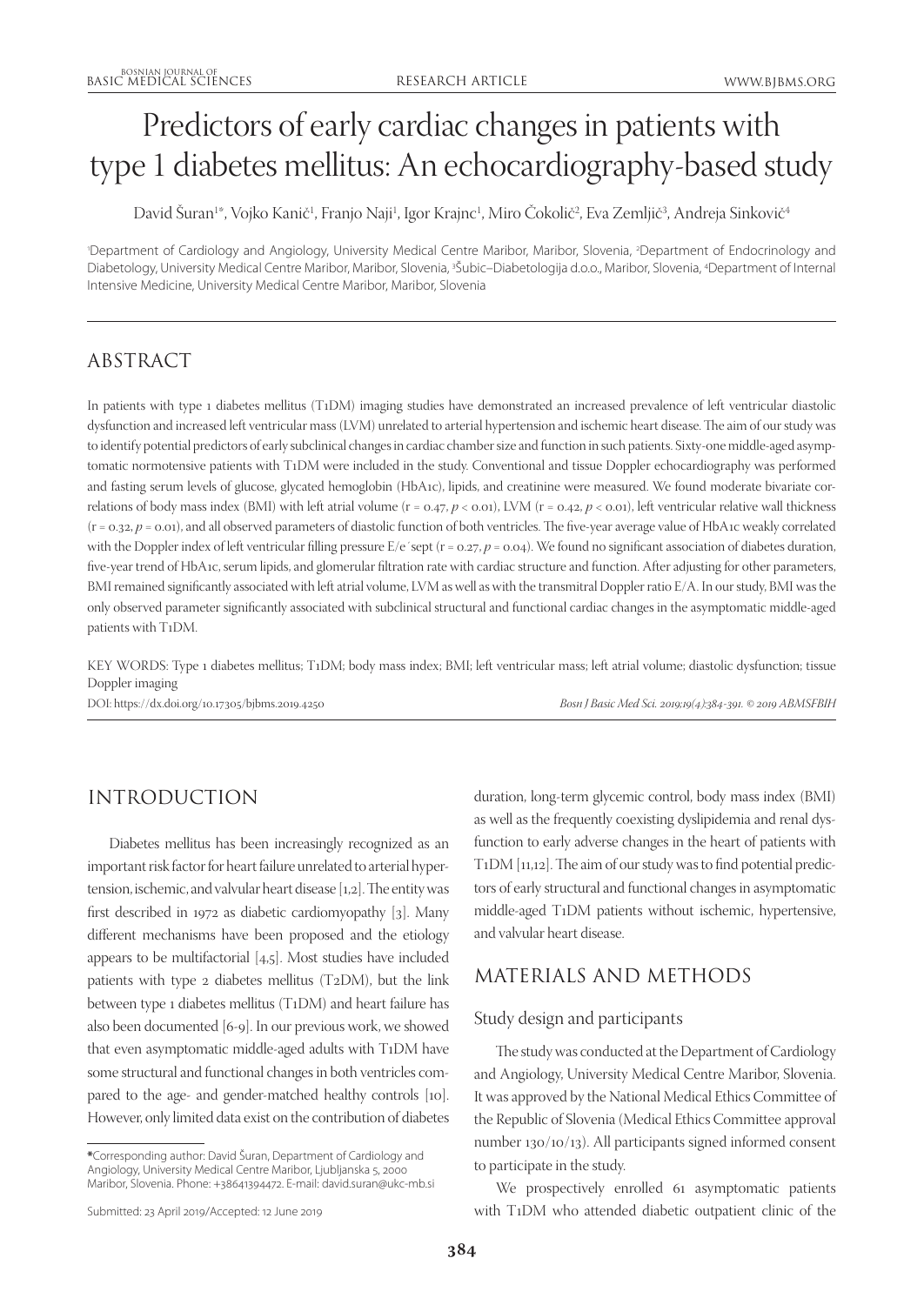# Predictors of early cardiac changes in patients with type 1 diabetes mellitus: An echocardiography-based study

David Šuran[1*], Vojko Kanič[1], Franjo Naji[1], Igor Krajnc[1], Miro Čokolič[2], Eva Zemljič[3], Andreja Sinkovič[4]

[1]Department of Cardiology and Angiology, University Medical Centre Maribor, Maribor, Slovenia, [2]Department of Endocrinology and Diabetology, University Medical Centre Maribor, Maribor, Slovenia, [3]Šubic–Diabetologija d.o.o., Maribor, Slovenia, [4]Department of Internal Intensive Medicine, University Medical Centre Maribor, Maribor, Slovenia

## ABSTRACT

In patients with type 1 diabetes mellitus (T1DM) imaging studies have demonstrated an increased prevalence of left ventricular diastolic dysfunction and increased left ventricular mass (LVM) unrelated to arterial hypertension and ischemic heart disease. The aim of our study was to identify potential predictors of early subclinical changes in cardiac chamber size and function in such patients. Sixty-one middle-aged asymptomatic normotensive patients with T1DM were included in the study. Conventional and tissue Doppler echocardiography was performed and fasting serum levels of glucose, glycated hemoglobin (HbA1c), lipids, and creatinine were measured. We found moderate bivariate correlations of body mass index (BMI) with left atrial volume ($r = 0.47$, $p < 0.01$), LVM ($r = 0.42$, $p < 0.01$), left ventricular relative wall thickness ($r = 0.32$, $p = 0.01$), and all observed parameters of diastolic function of both ventricles. The five-year average value of HbA1c weakly correlated with the Doppler index of left ventricular filling pressure E/e´sept ($r = 0.27$, $p = 0.04$). We found no significant association of diabetes duration, five-year trend of HbA1c, serum lipids, and glomerular filtration rate with cardiac structure and function. After adjusting for other parameters, BMI remained significantly associated with left atrial volume, LVM as well as with the transmitral Doppler ratio E/A. In our study, BMI was the only observed parameter significantly associated with subclinical structural and functional cardiac changes in the asymptomatic middle-aged patients with T1DM.

KEY WORDS: Type 1 diabetes mellitus; T1DM; body mass index; BMI; left ventricular mass; left atrial volume; diastolic dysfunction; tissue Doppler imaging

DOI: https://dx.doi.org/10.17305/bjbms.2019.4250

## INTRODUCTION

Diabetes mellitus has been increasingly recognized as an important risk factor for heart failure unrelated to arterial hypertension, ischemic, and valvular heart disease [1,2]. The entity was first described in 1972 as diabetic cardiomyopathy [3]. Many different mechanisms have been proposed and the etiology appears to be multifactorial [4,5]. Most studies have included patients with type 2 diabetes mellitus (T2DM), but the link between type 1 diabetes mellitus (T1DM) and heart failure has also been documented [6-9]. In our previous work, we showed that even asymptomatic middle-aged adults with T1DM have some structural and functional changes in both ventricles compared to the age- and gender-matched healthy controls [10]. However, only limited data exist on the contribution of diabetes duration, long-term glycemic control, body mass index (BMI) as well as the frequently coexisting dyslipidemia and renal dysfunction to early adverse changes in the heart of patients with T1DM [11,12]. The aim of our study was to find potential predictors of early structural and functional changes in asymptomatic middle-aged T1DM patients without ischemic, hypertensive, and valvular heart disease.

## MATERIALS AND METHODS

### Study design and participants

The study was conducted at the Department of Cardiology and Angiology, University Medical Centre Maribor, Slovenia. It was approved by the National Medical Ethics Committee of the Republic of Slovenia (Medical Ethics Committee approval number 130/10/13). All participants signed informed consent to participate in the study.

We prospectively enrolled 61 asymptomatic patients with T1DM who attended diabetic outpatient clinic of the

*Corresponding author: David Šuran, Department of Cardiology and Angiology, University Medical Centre Maribor, Ljubljanska 5, 2000 Maribor, Slovenia. Phone: +38641394472. E-mail: david.suran@ukc-mb.si

Submitted: 23 April 2019/Accepted: 12 June 2019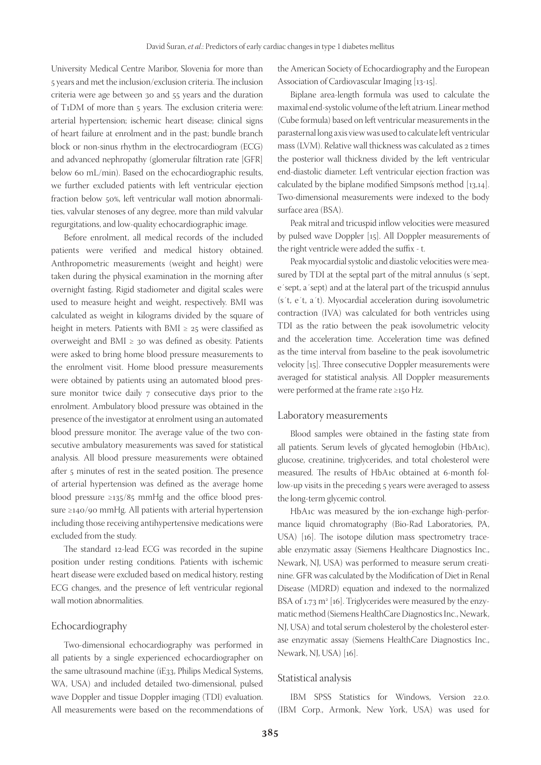University Medical Centre Maribor, Slovenia for more than 5 years and met the inclusion/exclusion criteria. The inclusion criteria were age between 30 and 55 years and the duration of T1DM of more than 5 years. The exclusion criteria were: arterial hypertension; ischemic heart disease; clinical signs of heart failure at enrolment and in the past; bundle branch block or non-sinus rhythm in the electrocardiogram (ECG) and advanced nephropathy (glomerular filtration rate [GFR] below 60 mL/min). Based on the echocardiographic results, we further excluded patients with left ventricular ejection fraction below 50%, left ventricular wall motion abnormalities, valvular stenoses of any degree, more than mild valvular regurgitations, and low-quality echocardiographic image.

Before enrolment, all medical records of the included patients were verified and medical history obtained. Anthropometric measurements (weight and height) were taken during the physical examination in the morning after overnight fasting. Rigid stadiometer and digital scales were used to measure height and weight, respectively. BMI was calculated as weight in kilograms divided by the square of height in meters. Patients with BMI ≥ 25 were classified as overweight and BMI ≥ 30 was defined as obesity. Patients were asked to bring home blood pressure measurements to the enrolment visit. Home blood pressure measurements were obtained by patients using an automated blood pressure monitor twice daily 7 consecutive days prior to the enrolment. Ambulatory blood pressure was obtained in the presence of the investigator at enrolment using an automated blood pressure monitor. The average value of the two consecutive ambulatory measurements was saved for statistical analysis. All blood pressure measurements were obtained after 5 minutes of rest in the seated position. The presence of arterial hypertension was defined as the average home blood pressure ≥135/85 mmHg and the office blood pressure ≥140/90 mmHg. All patients with arterial hypertension including those receiving antihypertensive medications were excluded from the study.

The standard 12-lead ECG was recorded in the supine position under resting conditions. Patients with ischemic heart disease were excluded based on medical history, resting ECG changes, and the presence of left ventricular regional wall motion abnormalities.

## Echocardiography

Two-dimensional echocardiography was performed in all patients by a single experienced echocardiographer on the same ultrasound machine (iE33, Philips Medical Systems, WA, USA) and included detailed two-dimensional, pulsed wave Doppler and tissue Doppler imaging (TDI) evaluation. All measurements were based on the recommendations of the American Society of Echocardiography and the European Association of Cardiovascular Imaging [13-15].

Biplane area-length formula was used to calculate the maximal end-systolic volume of the left atrium. Linear method (Cube formula) based on left ventricular measurements in the parasternal long axis view was used to calculate left ventricular mass (LVM). Relative wall thickness was calculated as 2 times the posterior wall thickness divided by the left ventricular end-diastolic diameter. Left ventricular ejection fraction was calculated by the biplane modified Simpson's method [13,14]. Two-dimensional measurements were indexed to the body surface area (BSA).

Peak mitral and tricuspid inflow velocities were measured by pulsed wave Doppler [15]. All Doppler measurements of the right ventricle were added the suffix - t.

Peak myocardial systolic and diastolic velocities were measured by TDI at the septal part of the mitral annulus (s´sept, e´sept, a´sept) and at the lateral part of the tricuspid annulus (s´t, e´t, a´t). Myocardial acceleration during isovolumetric contraction (IVA) was calculated for both ventricles using TDI as the ratio between the peak isovolumetric velocity and the acceleration time. Acceleration time was defined as the time interval from baseline to the peak isovolumetric velocity [15]. Three consecutive Doppler measurements were averaged for statistical analysis. All Doppler measurements were performed at the frame rate ≥150 Hz.

## Laboratory measurements

Blood samples were obtained in the fasting state from all patients. Serum levels of glycated hemoglobin (HbA1c), glucose, creatinine, triglycerides, and total cholesterol were measured. The results of HbA1c obtained at 6-month follow-up visits in the preceding 5 years were averaged to assess the long-term glycemic control.

HbA1c was measured by the ion-exchange high-performance liquid chromatography (Bio-Rad Laboratories, PA, USA) [16]. The isotope dilution mass spectrometry traceable enzymatic assay (Siemens Healthcare Diagnostics Inc., Newark, NJ, USA) was performed to measure serum creatinine. GFR was calculated by the Modification of Diet in Renal Disease (MDRD) equation and indexed to the normalized BSA of 1.73 $m^2$ [16]. Triglycerides were measured by the enzymatic method (Siemens HealthCare Diagnostics Inc., Newark, NJ, USA) and total serum cholesterol by the cholesterol esterase enzymatic assay (Siemens HealthCare Diagnostics Inc., Newark, NJ, USA) [16].

## Statistical analysis

IBM SPSS Statistics for Windows, Version 22.0. (IBM Corp., Armonk, New York, USA) was used for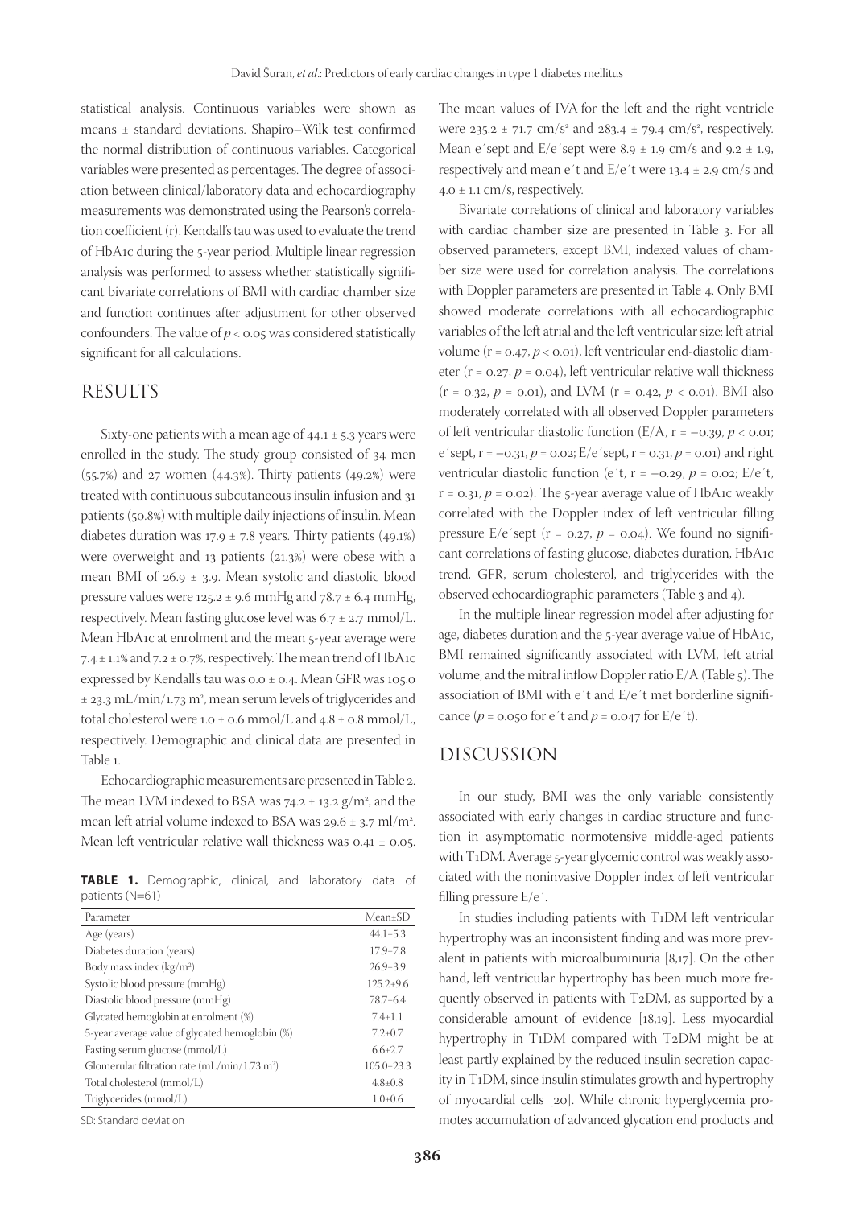statistical analysis. Continuous variables were shown as means ± standard deviations. Shapiro–Wilk test confirmed the normal distribution of continuous variables. Categorical variables were presented as percentages. The degree of association between clinical/laboratory data and echocardiography measurements was demonstrated using the Pearson's correlation coefficient (r). Kendall's tau was used to evaluate the trend of HbA1c during the 5-year period. Multiple linear regression analysis was performed to assess whether statistically significant bivariate correlations of BMI with cardiac chamber size and function continues after adjustment for other observed confounders. The value of $p < 0.05$ was considered statistically significant for all calculations.

## RESULTS

Sixty-one patients with a mean age of 44.1 ± 5.3 years were enrolled in the study. The study group consisted of 34 men (55.7%) and 27 women (44.3%). Thirty patients (49.2%) were treated with continuous subcutaneous insulin infusion and 31 patients (50.8%) with multiple daily injections of insulin. Mean diabetes duration was 17.9 ± 7.8 years. Thirty patients (49.1%) were overweight and 13 patients (21.3%) were obese with a mean BMI of 26.9 ± 3.9. Mean systolic and diastolic blood pressure values were 125.2 ± 9.6 mmHg and 78.7 ± 6.4 mmHg, respectively. Mean fasting glucose level was 6.7 ± 2.7 mmol/L. Mean HbA1c at enrolment and the mean 5-year average were 7.4 ± 1.1% and 7.2 ± 0.7%, respectively. The mean trend of HbA1c expressed by Kendall's tau was 0.0 ± 0.4. Mean GFR was 105.0 ± 23.3 mL/min/1.73 m², mean serum levels of triglycerides and total cholesterol were 1.0 ± 0.6 mmol/L and 4.8 ± 0.8 mmol/L, respectively. Demographic and clinical data are presented in Table 1.

Echocardiographic measurements are presented in Table 2. The mean LVM indexed to BSA was 74.2 ± 13.2 g/m², and the mean left atrial volume indexed to BSA was 29.6 ± 3.7 ml/m². Mean left ventricular relative wall thickness was 0.41 ± 0.05.

**TABLE 1.** Demographic, clinical, and laboratory data of patients (N=61)

| Parameter | Mean±SD |
|---|---|
| Age (years) | 44.1±5.3 |
| Diabetes duration (years) | 17.9±7.8 |
| Body mass index (kg/m²) | 26.9±3.9 |
| Systolic blood pressure (mmHg) | 125.2±9.6 |
| Diastolic blood pressure (mmHg) | 78.7±6.4 |
| Glycated hemoglobin at enrolment (%) | 7.4±1.1 |
| 5-year average value of glycated hemoglobin (%) | 7.2±0.7 |
| Fasting serum glucose (mmol/L) | 6.6±2.7 |
| Glomerular filtration rate (mL/min/1.73 m²) | 105.0±23.3 |
| Total cholesterol (mmol/L) | 4.8±0.8 |
| Triglycerides (mmol/L) | 1.0±0.6 |

SD: Standard deviation

The mean values of IVA for the left and the right ventricle were 235.2 ± 71.7 cm/s² and 283.4 ± 79.4 cm/s², respectively. Mean e´sept and E/e´sept were 8.9 ± 1.9 cm/s and 9.2 ± 1.9, respectively and mean e´t and E/e´t were 13.4 ± 2.9 cm/s and 4.0 ± 1.1 cm/s, respectively.

Bivariate correlations of clinical and laboratory variables with cardiac chamber size are presented in Table 3. For all observed parameters, except BMI, indexed values of chamber size were used for correlation analysis. The correlations with Doppler parameters are presented in Table 4. Only BMI showed moderate correlations with all echocardiographic variables of the left atrial and the left ventricular size: left atrial volume ($r = 0.47$, $p < 0.01$), left ventricular end-diastolic diameter ($r = 0.27$, $p = 0.04$), left ventricular relative wall thickness ($r = 0.32$, $p = 0.01$), and LVM ($r = 0.42$, $p < 0.01$). BMI also moderately correlated with all observed Doppler parameters of left ventricular diastolic function (E/A, $r = -0.39$, $p < 0.01$; e´sept, $r = -0.31$, $p = 0.02$; E/e´sept, $r = 0.31$, $p = 0.01$) and right ventricular diastolic function (e´t, $r = -0.29$, $p = 0.02$; E/e´t, $r = 0.31$, $p = 0.02$). The 5-year average value of HbA1c weakly correlated with the Doppler index of left ventricular filling pressure E/e´sept ($r = 0.27$, $p = 0.04$). We found no significant correlations of fasting glucose, diabetes duration, HbA1c trend, GFR, serum cholesterol, and triglycerides with the observed echocardiographic parameters (Table 3 and 4).

In the multiple linear regression model after adjusting for age, diabetes duration and the 5-year average value of HbA1c, BMI remained significantly associated with LVM, left atrial volume, and the mitral inflow Doppler ratio E/A (Table 5). The association of BMI with e´t and E/e´t met borderline significance ($p = 0.050$ for e´t and $p = 0.047$ for E/e´t).

## DISCUSSION

In our study, BMI was the only variable consistently associated with early changes in cardiac structure and function in asymptomatic normotensive middle-aged patients with T1DM. Average 5-year glycemic control was weakly associated with the noninvasive Doppler index of left ventricular filling pressure E/e´.

In studies including patients with T1DM left ventricular hypertrophy was an inconsistent finding and was more prevalent in patients with microalbuminuria [8,17]. On the other hand, left ventricular hypertrophy has been much more frequently observed in patients with T2DM, as supported by a considerable amount of evidence [18,19]. Less myocardial hypertrophy in T1DM compared with T2DM might be at least partly explained by the reduced insulin secretion capacity in T1DM, since insulin stimulates growth and hypertrophy of myocardial cells [20]. While chronic hyperglycemia promotes accumulation of advanced glycation end products and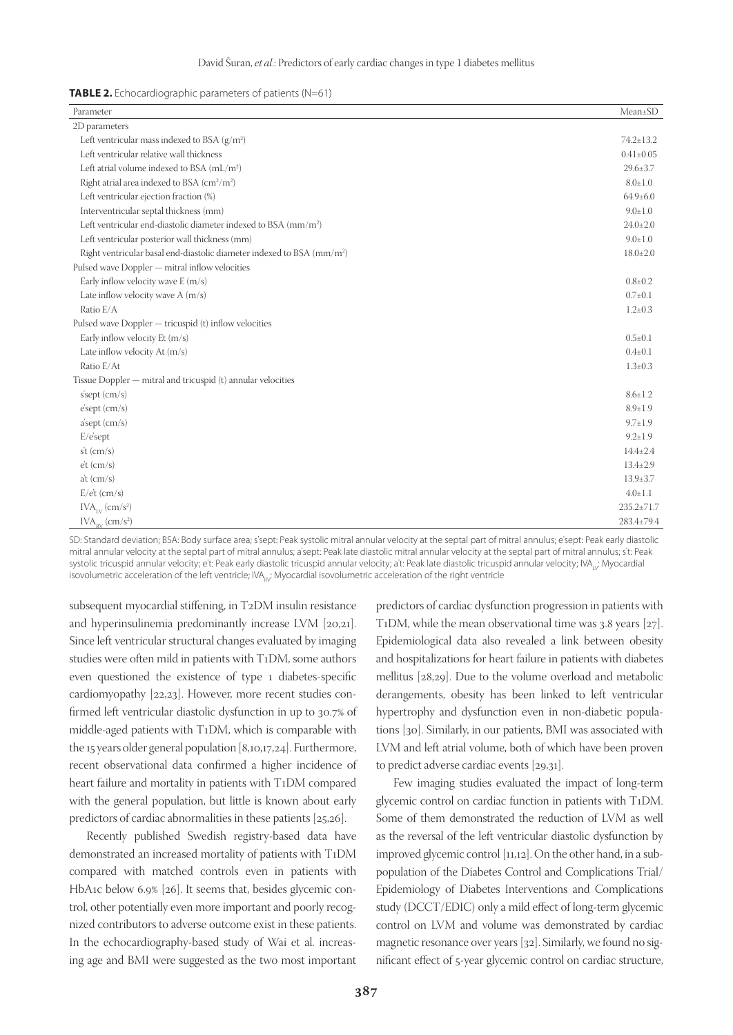**TABLE 2.** Echocardiographic parameters of patients (N=61)

| Parameter | Mean±SD |
|---|---|
| 2D parameters | |
| Left ventricular mass indexed to BSA (g/m$^2$) | 74.2±13.2 |
| Left ventricular relative wall thickness | 0.41±0.05 |
| Left atrial volume indexed to BSA (mL/m$^2$) | 29.6±3.7 |
| Right atrial area indexed to BSA (cm$^2$/m$^2$) | 8.0±1.0 |
| Left ventricular ejection fraction (%) | 64.9±6.0 |
| Interventricular septal thickness (mm) | 9.0±1.0 |
| Left ventricular end-diastolic diameter indexed to BSA (mm/m$^2$) | 24.0±2.0 |
| Left ventricular posterior wall thickness (mm) | 9.0±1.0 |
| Right ventricular basal end-diastolic diameter indexed to BSA (mm/m$^2$) | 18.0±2.0 |
| Pulsed wave Doppler — mitral inflow velocities | |
| Early inflow velocity wave E (m/s) | 0.8±0.2 |
| Late inflow velocity wave A (m/s) | 0.7±0.1 |
| Ratio E/A | 1.2±0.3 |
| Pulsed wave Doppler — tricuspid (t) inflow velocities | |
| Early inflow velocity Et (m/s) | 0.5±0.1 |
| Late inflow velocity At (m/s) | 0.4±0.1 |
| Ratio E/At | 1.3±0.3 |
| Tissue Doppler — mitral and tricuspid (t) annular velocities | |
| s'sept (cm/s) | 8.6±1.2 |
| e'sept (cm/s) | 8.9±1.9 |
| a'sept (cm/s) | 9.7±1.9 |
| E/e'sept | 9.2±1.9 |
| s't (cm/s) | 14.4±2.4 |
| e't (cm/s) | 13.4±2.9 |
| a't (cm/s) | 13.9±3.7 |
| E/e't (cm/s) | 4.0±1.1 |
| $IVA_{LV}$ (cm/s$^2$) | 235.2±71.7 |
| $IVA_{RV}$ (cm/s$^2$) | 283.4±79.4 |

SD: Standard deviation; BSA: Body surface area; s'sept: Peak systolic mitral annular velocity at the septal part of mitral annulus; e'sept: Peak early diastolic mitral annular velocity at the septal part of mitral annulus; a'sept: Peak late diastolic mitral annular velocity at the septal part of mitral annulus; s't: Peak systolic tricuspid annular velocity; e't: Peak early diastolic tricuspid annular velocity; a't: Peak late diastolic tricuspid annular velocity; $IVA_{LV}$: Myocardial isovolumetric acceleration of the left ventricle; $IVA_{RV}$: Myocardial isovolumetric acceleration of the right ventricle

subsequent myocardial stiffening, in T2DM insulin resistance and hyperinsulinemia predominantly increase LVM [20,21]. Since left ventricular structural changes evaluated by imaging studies were often mild in patients with T1DM, some authors even questioned the existence of type 1 diabetes-specific cardiomyopathy [22,23]. However, more recent studies confirmed left ventricular diastolic dysfunction in up to 30.7% of middle-aged patients with T1DM, which is comparable with the 15 years older general population [8,10,17,24]. Furthermore, recent observational data confirmed a higher incidence of heart failure and mortality in patients with T1DM compared with the general population, but little is known about early predictors of cardiac abnormalities in these patients [25,26].

Recently published Swedish registry-based data have demonstrated an increased mortality of patients with T1DM compared with matched controls even in patients with HbA1c below 6.9% [26]. It seems that, besides glycemic control, other potentially even more important and poorly recognized contributors to adverse outcome exist in these patients. In the echocardiography-based study of Wai et al. increasing age and BMI were suggested as the two most important predictors of cardiac dysfunction progression in patients with T1DM, while the mean observational time was 3.8 years [27]. Epidemiological data also revealed a link between obesity and hospitalizations for heart failure in patients with diabetes mellitus [28,29]. Due to the volume overload and metabolic derangements, obesity has been linked to left ventricular hypertrophy and dysfunction even in non-diabetic populations [30]. Similarly, in our patients, BMI was associated with LVM and left atrial volume, both of which have been proven to predict adverse cardiac events [29,31].

Few imaging studies evaluated the impact of long-term glycemic control on cardiac function in patients with T1DM. Some of them demonstrated the reduction of LVM as well as the reversal of the left ventricular diastolic dysfunction by improved glycemic control [11,12]. On the other hand, in a subpopulation of the Diabetes Control and Complications Trial/ Epidemiology of Diabetes Interventions and Complications study (DCCT/EDIC) only a mild effect of long-term glycemic control on LVM and volume was demonstrated by cardiac magnetic resonance over years [32]. Similarly, we found no significant effect of 5-year glycemic control on cardiac structure,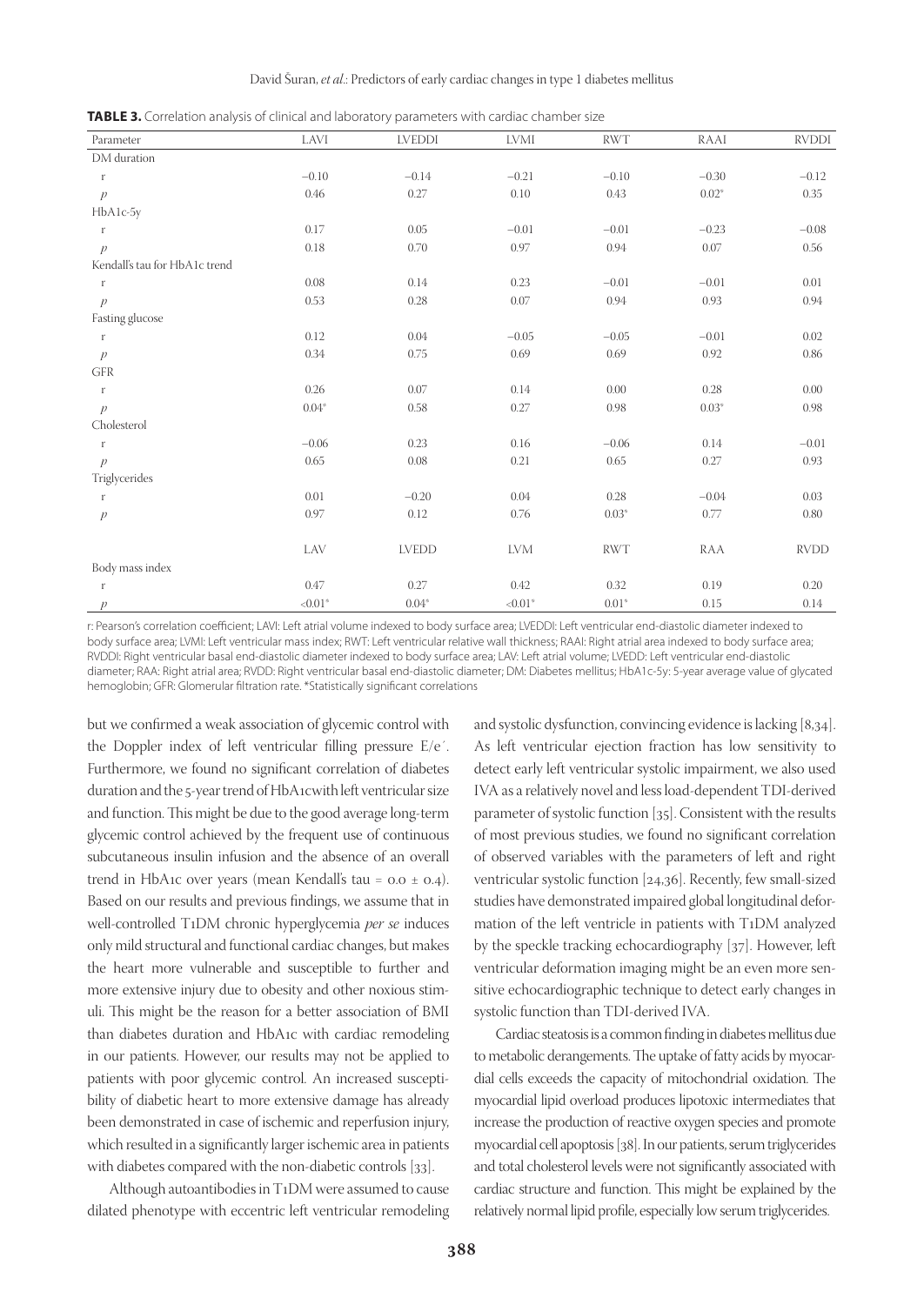**TABLE 3.** Correlation analysis of clinical and laboratory parameters with cardiac chamber size

| Parameter | LAVI | LVEDDI | LVMI | RWT | RAAI | RVDDI |
|---|---|---|---|---|---|---|
| DM duration | | | | | | |
| r | −0.10 | −0.14 | −0.21 | −0.10 | −0.30 | −0.12 |
| *p* | 0.46 | 0.27 | 0.10 | 0.43 | 0.02* | 0.35 |
| HbA1c-5y | | | | | | |
| r | 0.17 | 0.05 | −0.01 | −0.01 | −0.23 | −0.08 |
| *p* | 0.18 | 0.70 | 0.97 | 0.94 | 0.07 | 0.56 |
| Kendall's tau for HbA1c trend | | | | | | |
| r | 0.08 | 0.14 | 0.23 | −0.01 | −0.01 | 0.01 |
| *p* | 0.53 | 0.28 | 0.07 | 0.94 | 0.93 | 0.94 |
| Fasting glucose | | | | | | |
| r | 0.12 | 0.04 | −0.05 | −0.05 | −0.01 | 0.02 |
| *p* | 0.34 | 0.75 | 0.69 | 0.69 | 0.92 | 0.86 |
| GFR | | | | | | |
| r | 0.26 | 0.07 | 0.14 | 0.00 | 0.28 | 0.00 |
| *p* | 0.04* | 0.58 | 0.27 | 0.98 | 0.03* | 0.98 |
| Cholesterol | | | | | | |
| r | −0.06 | 0.23 | 0.16 | −0.06 | 0.14 | −0.01 |
| *p* | 0.65 | 0.08 | 0.21 | 0.65 | 0.27 | 0.93 |
| Triglycerides | | | | | | |
| r | 0.01 | −0.20 | 0.04 | 0.28 | −0.04 | 0.03 |
| *p* | 0.97 | 0.12 | 0.76 | 0.03* | 0.77 | 0.80 |
| | LAV | LVEDD | LVM | RWT | RAA | RVDD |
| Body mass index | | | | | | |
| r | 0.47 | 0.27 | 0.42 | 0.32 | 0.19 | 0.20 |
| *p* | <0.01* | 0.04* | <0.01* | 0.01* | 0.15 | 0.14 |

r: Pearson's correlation coefficient; LAVI: Left atrial volume indexed to body surface area; LVEDDI: Left ventricular end-diastolic diameter indexed to body surface area; LVMI: Left ventricular mass index; RWT: Left ventricular relative wall thickness; RAAI: Right atrial area indexed to body surface area; RVDDI: Right ventricular basal end-diastolic diameter indexed to body surface area; LAV: Left atrial volume; LVEDD: Left ventricular end-diastolic diameter; RAA: Right atrial area; RVDD: Right ventricular basal end-diastolic diameter; DM: Diabetes mellitus; HbA1c-5y: 5-year average value of glycated hemoglobin; GFR: Glomerular filtration rate. *Statistically significant correlations

but we confirmed a weak association of glycemic control with the Doppler index of left ventricular filling pressure E/e´. Furthermore, we found no significant correlation of diabetes duration and the 5-year trend of HbA1cwith left ventricular size and function. This might be due to the good average long-term glycemic control achieved by the frequent use of continuous subcutaneous insulin infusion and the absence of an overall trend in HbA1c over years (mean Kendall's tau = 0.0 ± 0.4). Based on our results and previous findings, we assume that in well-controlled T1DM chronic hyperglycemia *per se* induces only mild structural and functional cardiac changes, but makes the heart more vulnerable and susceptible to further and more extensive injury due to obesity and other noxious stimuli. This might be the reason for a better association of BMI than diabetes duration and HbA1c with cardiac remodeling in our patients. However, our results may not be applied to patients with poor glycemic control. An increased susceptibility of diabetic heart to more extensive damage has already been demonstrated in case of ischemic and reperfusion injury, which resulted in a significantly larger ischemic area in patients with diabetes compared with the non-diabetic controls [33].

Although autoantibodies in T1DM were assumed to cause dilated phenotype with eccentric left ventricular remodeling and systolic dysfunction, convincing evidence is lacking [8,34]. As left ventricular ejection fraction has low sensitivity to detect early left ventricular systolic impairment, we also used IVA as a relatively novel and less load-dependent TDI-derived parameter of systolic function [35]. Consistent with the results of most previous studies, we found no significant correlation of observed variables with the parameters of left and right ventricular systolic function [24,36]. Recently, few small-sized studies have demonstrated impaired global longitudinal deformation of the left ventricle in patients with T1DM analyzed by the speckle tracking echocardiography [37]. However, left ventricular deformation imaging might be an even more sensitive echocardiographic technique to detect early changes in systolic function than TDI-derived IVA.

Cardiac steatosis is a common finding in diabetes mellitus due to metabolic derangements. The uptake of fatty acids by myocardial cells exceeds the capacity of mitochondrial oxidation. The myocardial lipid overload produces lipotoxic intermediates that increase the production of reactive oxygen species and promote myocardial cell apoptosis [38]. In our patients, serum triglycerides and total cholesterol levels were not significantly associated with cardiac structure and function. This might be explained by the relatively normal lipid profile, especially low serum triglycerides.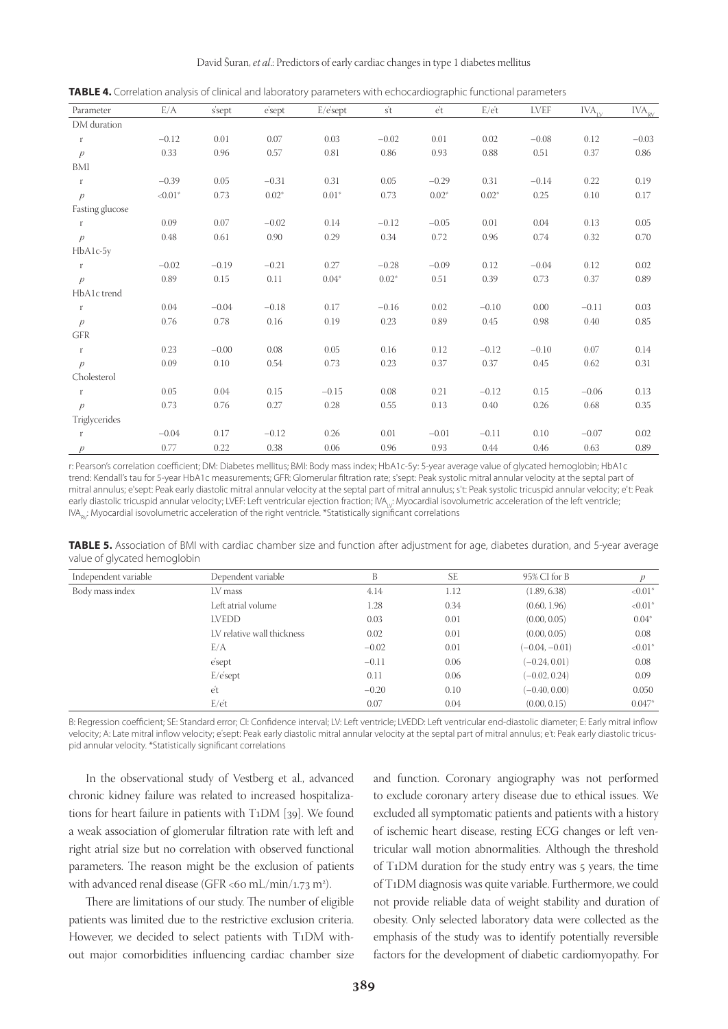**TABLE 4.** Correlation analysis of clinical and laboratory parameters with echocardiographic functional parameters

| Parameter | E/A | s'sept | e'sept | E/e'sept | s't | e't | E/e't | LVEF | $IVA_{LV}$ | $IVA_{RV}$ |
|---|---|---|---|---|---|---|---|---|---|---|
| DM duration | | | | | | | | | | |
| r | −0.12 | 0.01 | 0.07 | 0.03 | −0.02 | 0.01 | 0.02 | −0.08 | 0.12 | −0.03 |
| *p* | 0.33 | 0.96 | 0.57 | 0.81 | 0.86 | 0.93 | 0.88 | 0.51 | 0.37 | 0.86 |
| BMI | | | | | | | | | | |
| r | −0.39 | 0.05 | −0.31 | 0.31 | 0.05 | −0.29 | 0.31 | −0.14 | 0.22 | 0.19 |
| *p* | <0.01* | 0.73 | 0.02* | 0.01* | 0.73 | 0.02* | 0.02* | 0.25 | 0.10 | 0.17 |
| Fasting glucose | | | | | | | | | | |
| r | 0.09 | 0.07 | −0.02 | 0.14 | −0.12 | −0.05 | 0.01 | 0.04 | 0.13 | 0.05 |
| *p* | 0.48 | 0.61 | 0.90 | 0.29 | 0.34 | 0.72 | 0.96 | 0.74 | 0.32 | 0.70 |
| HbA1c-5y | | | | | | | | | | |
| r | −0.02 | −0.19 | −0.21 | 0.27 | −0.28 | −0.09 | 0.12 | −0.04 | 0.12 | 0.02 |
| *p* | 0.89 | 0.15 | 0.11 | 0.04* | 0.02* | 0.51 | 0.39 | 0.73 | 0.37 | 0.89 |
| HbA1c trend | | | | | | | | | | |
| r | 0.04 | −0.04 | −0.18 | 0.17 | −0.16 | 0.02 | −0.10 | 0.00 | −0.11 | 0.03 |
| *p* | 0.76 | 0.78 | 0.16 | 0.19 | 0.23 | 0.89 | 0.45 | 0.98 | 0.40 | 0.85 |
| GFR | | | | | | | | | | |
| r | 0.23 | −0.00 | 0.08 | 0.05 | 0.16 | 0.12 | −0.12 | −0.10 | 0.07 | 0.14 |
| *p* | 0.09 | 0.10 | 0.54 | 0.73 | 0.23 | 0.37 | 0.37 | 0.45 | 0.62 | 0.31 |
| Cholesterol | | | | | | | | | | |
| r | 0.05 | 0.04 | 0.15 | −0.15 | 0.08 | 0.21 | −0.12 | 0.15 | −0.06 | 0.13 |
| *p* | 0.73 | 0.76 | 0.27 | 0.28 | 0.55 | 0.13 | 0.40 | 0.26 | 0.68 | 0.35 |
| Triglycerides | | | | | | | | | | |
| r | −0.04 | 0.17 | −0.12 | 0.26 | 0.01 | −0.01 | −0.11 | 0.10 | −0.07 | 0.02 |
| *p* | 0.77 | 0.22 | 0.38 | 0.06 | 0.96 | 0.93 | 0.44 | 0.46 | 0.63 | 0.89 |

r: Pearson's correlation coefficient; DM: Diabetes mellitus; BMI: Body mass index; HbA1c-5y: 5-year average value of glycated hemoglobin; HbA1c trend: Kendall's tau for 5-year HbA1c measurements; GFR: Glomerular filtration rate; s'sept: Peak systolic mitral annular velocity at the septal part of mitral annulus; e'sept: Peak early diastolic mitral annular velocity at the septal part of mitral annulus; s't: Peak systolic tricuspid annular velocity; e't: Peak early diastolic tricuspid annular velocity; LVEF: Left ventricular ejection fraction; $IVA_{LV}$: Myocardial isovolumetric acceleration of the left ventricle; $IVA_{RV}$: Myocardial isovolumetric acceleration of the right ventricle. *Statistically significant correlations

**TABLE 5.** Association of BMI with cardiac chamber size and function after adjustment for age, diabetes duration, and 5-year average value of glycated hemoglobin

| Independent variable | Dependent variable | B | SE | 95% CI for B | *p* |
|---|---|---|---|---|---|
| Body mass index | LV mass | 4.14 | 1.12 | (1.89, 6.38) | <0.01* |
| | Left atrial volume | 1.28 | 0.34 | (0.60, 1.96) | <0.01* |
| | LVEDD | 0.03 | 0.01 | (0.00, 0.05) | 0.04* |
| | LV relative wall thickness | 0.02 | 0.01 | (0.00, 0.05) | 0.08 |
| | E/A | −0.02 | 0.01 | (−0.04, −0.01) | <0.01* |
| | e'sept | −0.11 | 0.06 | (−0.24, 0.01) | 0.08 |
| | E/e'sept | 0.11 | 0.06 | (−0.02, 0.24) | 0.09 |
| | e't | −0.20 | 0.10 | (−0.40, 0.00) | 0.050 |
| | E/e't | 0.07 | 0.04 | (0.00, 0.15) | 0.047* |

B: Regression coefficient; SE: Standard error; CI: Confidence interval; LV: Left ventricle; LVEDD: Left ventricular end-diastolic diameter; E: Early mitral inflow velocity; A: Late mitral inflow velocity; e'sept: Peak early diastolic mitral annular velocity at the septal part of mitral annulus; e't: Peak early diastolic tricuspid annular velocity. *Statistically significant correlations

In the observational study of Vestberg et al., advanced chronic kidney failure was related to increased hospitalizations for heart failure in patients with T1DM [39]. We found a weak association of glomerular filtration rate with left and right atrial size but no correlation with observed functional parameters. The reason might be the exclusion of patients with advanced renal disease (GFR <60 mL/min/1.73 m²).

There are limitations of our study. The number of eligible patients was limited due to the restrictive exclusion criteria. However, we decided to select patients with T1DM without major comorbidities influencing cardiac chamber size and function. Coronary angiography was not performed to exclude coronary artery disease due to ethical issues. We excluded all symptomatic patients and patients with a history of ischemic heart disease, resting ECG changes or left ventricular wall motion abnormalities. Although the threshold of T1DM duration for the study entry was 5 years, the time of T1DM diagnosis was quite variable. Furthermore, we could not provide reliable data of weight stability and duration of obesity. Only selected laboratory data were collected as the emphasis of the study was to identify potentially reversible factors for the development of diabetic cardiomyopathy. For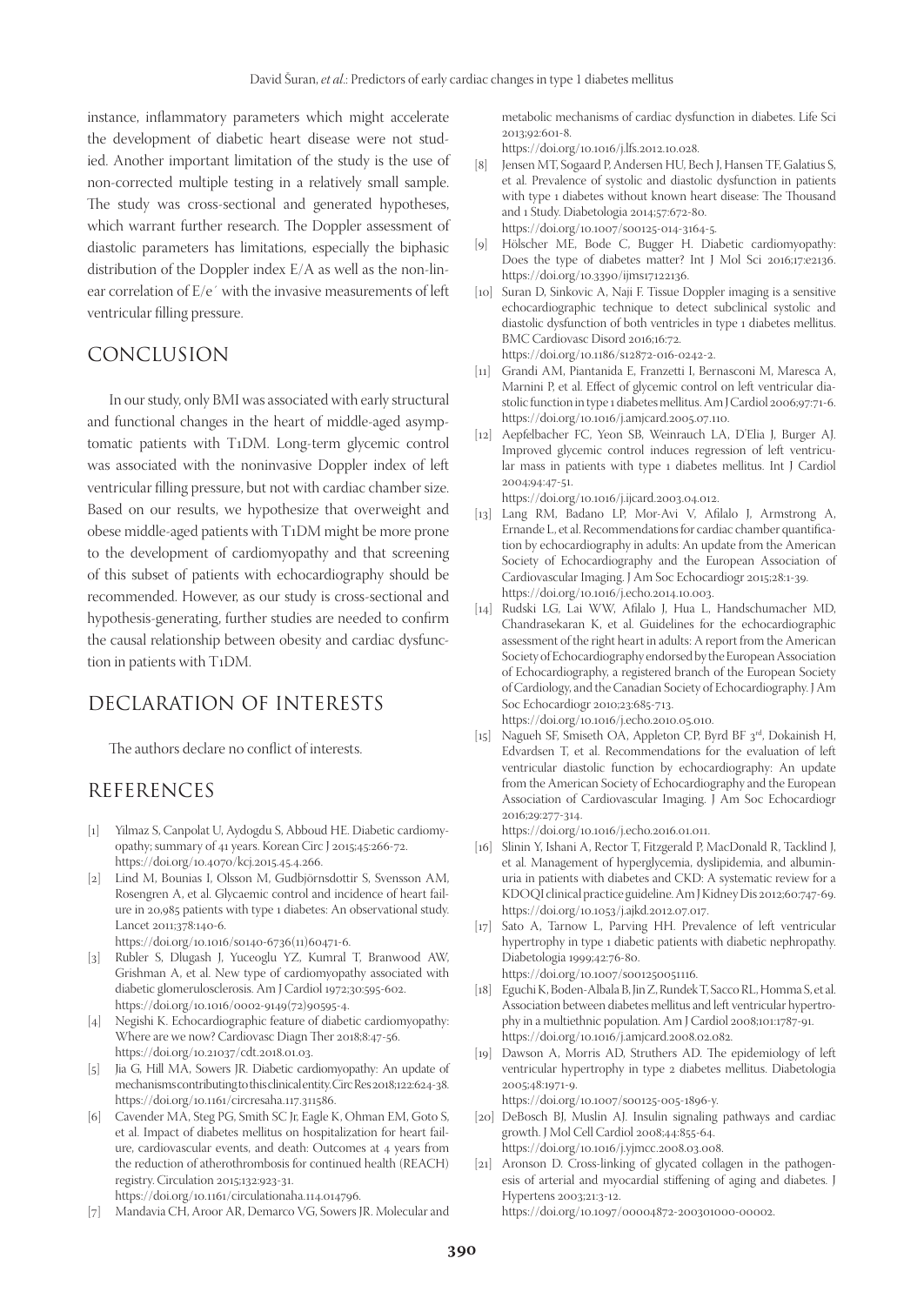instance, inflammatory parameters which might accelerate the development of diabetic heart disease were not studied. Another important limitation of the study is the use of non-corrected multiple testing in a relatively small sample. The study was cross-sectional and generated hypotheses, which warrant further research. The Doppler assessment of diastolic parameters has limitations, especially the biphasic distribution of the Doppler index E/A as well as the non-linear correlation of E/e´ with the invasive measurements of left ventricular filling pressure.

## CONCLUSION

In our study, only BMI was associated with early structural and functional changes in the heart of middle-aged asymptomatic patients with T1DM. Long-term glycemic control was associated with the noninvasive Doppler index of left ventricular filling pressure, but not with cardiac chamber size. Based on our results, we hypothesize that overweight and obese middle-aged patients with T1DM might be more prone to the development of cardiomyopathy and that screening of this subset of patients with echocardiography should be recommended. However, as our study is cross-sectional and hypothesis-generating, further studies are needed to confirm the causal relationship between obesity and cardiac dysfunction in patients with T1DM.

## DECLARATION OF INTERESTS

The authors declare no conflict of interests.

## REFERENCES

[1] Yilmaz S, Canpolat U, Aydogdu S, Abboud HE. Diabetic cardiomyopathy; summary of 41 years. Korean Circ J 2015;45:266-72. https://doi.org/10.4070/kcj.2015.45.4.266.

[2] Lind M, Bounias I, Olsson M, Gudbjörnsdottir S, Svensson AM, Rosengren A, et al. Glycaemic control and incidence of heart failure in 20,985 patients with type 1 diabetes: An observational study. Lancet 2011;378:140-6. https://doi.org/10.1016/s0140-6736(11)60471-6.

[3] Rubler S, Dlugash J, Yuceoglu YZ, Kumral T, Branwood AW, Grishman A, et al. New type of cardiomyopathy associated with diabetic glomerulosclerosis. Am J Cardiol 1972;30:595-602. https://doi.org/10.1016/0002-9149(72)90595-4.

[4] Negishi K. Echocardiographic feature of diabetic cardiomyopathy: Where are we now? Cardiovasc Diagn Ther 2018;8:47-56. https://doi.org/10.21037/cdt.2018.01.03.

[5] Jia G, Hill MA, Sowers JR. Diabetic cardiomyopathy: An update of mechanisms contributing to this clinical entity. Circ Res 2018;122:624-38. https://doi.org/10.1161/circresaha.117.311586.

[6] Cavender MA, Steg PG, Smith SC Jr, Eagle K, Ohman EM, Goto S, et al. Impact of diabetes mellitus on hospitalization for heart failure, cardiovascular events, and death: Outcomes at 4 years from the reduction of atherothrombosis for continued health (REACH) registry. Circulation 2015;132:923-31. https://doi.org/10.1161/circulationaha.114.014796.

[7] Mandavia CH, Aroor AR, Demarco VG, Sowers JR. Molecular and metabolic mechanisms of cardiac dysfunction in diabetes. Life Sci 2013;92:601-8. https://doi.org/10.1016/j.lfs.2012.10.028.

[8] Jensen MT, Sogaard P, Andersen HU, Bech J, Hansen TF, Galatius S, et al. Prevalence of systolic and diastolic dysfunction in patients with type 1 diabetes without known heart disease: The Thousand and 1 Study. Diabetologia 2014;57:672-80. https://doi.org/10.1007/s00125-014-3164-5.

[9] Hölscher ME, Bode C, Bugger H. Diabetic cardiomyopathy: Does the type of diabetes matter? Int J Mol Sci 2016;17:e2136. https://doi.org/10.3390/ijms17122136.

[10] Suran D, Sinkovic A, Naji F. Tissue Doppler imaging is a sensitive echocardiographic technique to detect subclinical systolic and diastolic dysfunction of both ventricles in type 1 diabetes mellitus. BMC Cardiovasc Disord 2016;16:72. https://doi.org/10.1186/s12872-016-0242-2.

[11] Grandi AM, Piantanida E, Franzetti I, Bernasconi M, Maresca A, Marnini P, et al. Effect of glycemic control on left ventricular diastolic function in type 1 diabetes mellitus. Am J Cardiol 2006;97:71-6. https://doi.org/10.1016/j.amjcard.2005.07.110.

[12] Aepfelbacher FC, Yeon SB, Weinrauch LA, D'Elia J, Burger AJ. Improved glycemic control induces regression of left ventricular mass in patients with type 1 diabetes mellitus. Int J Cardiol 2004;94:47-51. https://doi.org/10.1016/j.ijcard.2003.04.012.

[13] Lang RM, Badano LP, Mor-Avi V, Afilalo J, Armstrong A, Ernande L, et al. Recommendations for cardiac chamber quantification by echocardiography in adults: An update from the American Society of Echocardiography and the European Association of Cardiovascular Imaging. J Am Soc Echocardiogr 2015;28:1-39. https://doi.org/10.1016/j.echo.2014.10.003.

[14] Rudski LG, Lai WW, Afilalo J, Hua L, Handschumacher MD, Chandrasekaran K, et al. Guidelines for the echocardiographic assessment of the right heart in adults: A report from the American Society of Echocardiography endorsed by the European Association of Echocardiography, a registered branch of the European Society of Cardiology, and the Canadian Society of Echocardiography. J Am Soc Echocardiogr 2010;23:685-713. https://doi.org/10.1016/j.echo.2010.05.010.

[15] Nagueh SF, Smiseth OA, Appleton CP, Byrd BF 3rd, Dokainish H, Edvardsen T, et al. Recommendations for the evaluation of left ventricular diastolic function by echocardiography: An update from the American Society of Echocardiography and the European Association of Cardiovascular Imaging. J Am Soc Echocardiogr 2016;29:277-314. https://doi.org/10.1016/j.echo.2016.01.011.

[16] Slinin Y, Ishani A, Rector T, Fitzgerald P, MacDonald R, Tacklind J, et al. Management of hyperglycemia, dyslipidemia, and albuminuria in patients with diabetes and CKD: A systematic review for a KDOQI clinical practice guideline. Am J Kidney Dis 2012;60:747-69. https://doi.org/10.1053/j.ajkd.2012.07.017.

[17] Sato A, Tarnow L, Parving HH. Prevalence of left ventricular hypertrophy in type 1 diabetic patients with diabetic nephropathy. Diabetologia 1999;42:76-80. https://doi.org/10.1007/s001250051116.

[18] Eguchi K, Boden-Albala B, Jin Z, Rundek T, Sacco RL, Homma S, et al. Association between diabetes mellitus and left ventricular hypertrophy in a multiethnic population. Am J Cardiol 2008;101:1787-91. https://doi.org/10.1016/j.amjcard.2008.02.082.

[19] Dawson A, Morris AD, Struthers AD. The epidemiology of left ventricular hypertrophy in type 2 diabetes mellitus. Diabetologia 2005;48:1971-9. https://doi.org/10.1007/s00125-005-1896-y.

[20] DeBosch BJ, Muslin AJ. Insulin signaling pathways and cardiac growth. J Mol Cell Cardiol 2008;44:855-64. https://doi.org/10.1016/j.yjmcc.2008.03.008.

[21] Aronson D. Cross-linking of glycated collagen in the pathogenesis of arterial and myocardial stiffening of aging and diabetes. J Hypertens 2003;21:3-12. https://doi.org/10.1097/00004872-200301000-00002.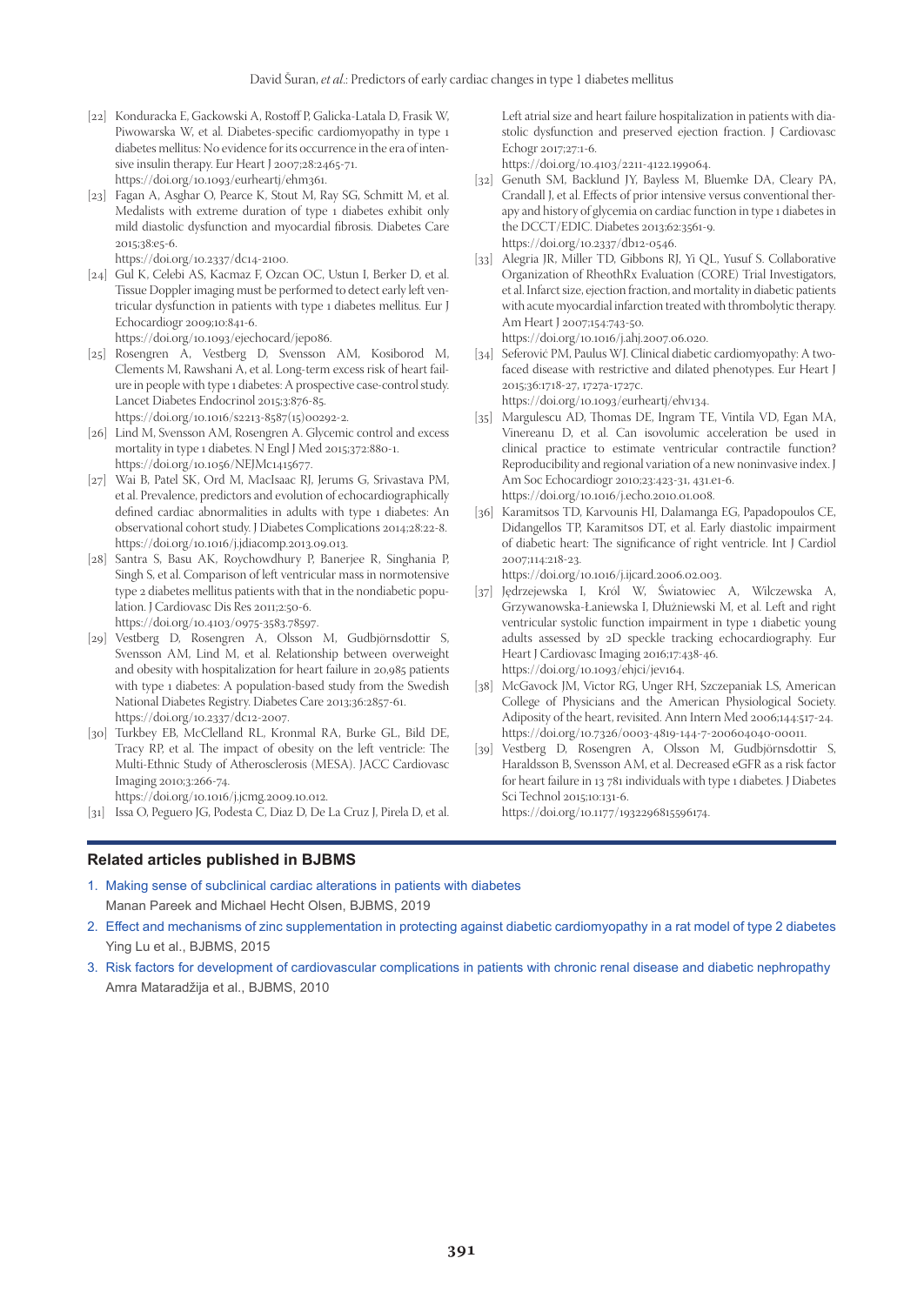[22] Konduracka E, Gackowski A, Rostoff P, Galicka-Latala D, Frasik W, Piwowarska W, et al. Diabetes-specific cardiomyopathy in type 1 diabetes mellitus: No evidence for its occurrence in the era of intensive insulin therapy. Eur Heart J 2007;28:2465-71. https://doi.org/10.1093/eurheartj/ehm361.

[23] Fagan A, Asghar O, Pearce K, Stout M, Ray SG, Schmitt M, et al. Medalists with extreme duration of type 1 diabetes exhibit only mild diastolic dysfunction and myocardial fibrosis. Diabetes Care 2015;38:e5-6. https://doi.org/10.2337/dc14-2100.

[24] Gul K, Celebi AS, Kacmaz F, Ozcan OC, Ustun I, Berker D, et al. Tissue Doppler imaging must be performed to detect early left ventricular dysfunction in patients with type 1 diabetes mellitus. Eur J Echocardiogr 2009;10:841-6. https://doi.org/10.1093/ejechocard/jep086.

[25] Rosengren A, Vestberg D, Svensson AM, Kosiborod M, Clements M, Rawshani A, et al. Long-term excess risk of heart failure in people with type 1 diabetes: A prospective case-control study. Lancet Diabetes Endocrinol 2015;3:876-85. https://doi.org/10.1016/s2213-8587(15)00292-2.

[26] Lind M, Svensson AM, Rosengren A. Glycemic control and excess mortality in type 1 diabetes. N Engl J Med 2015;372:880-1. https://doi.org/10.1056/NEJMc1415677.

[27] Wai B, Patel SK, Ord M, MacIsaac RJ, Jerums G, Srivastava PM, et al. Prevalence, predictors and evolution of echocardiographically defined cardiac abnormalities in adults with type 1 diabetes: An observational cohort study. J Diabetes Complications 2014;28:22-8. https://doi.org/10.1016/j.jdiacomp.2013.09.013.

[28] Santra S, Basu AK, Roychowdhury P, Banerjee R, Singhania P, Singh S, et al. Comparison of left ventricular mass in normotensive type 2 diabetes mellitus patients with that in the nondiabetic population. J Cardiovasc Dis Res 2011;2:50-6. https://doi.org/10.4103/0975-3583.78597.

[29] Vestberg D, Rosengren A, Olsson M, Gudbjörnsdottir S, Svensson AM, Lind M, et al. Relationship between overweight and obesity with hospitalization for heart failure in 20,985 patients with type 1 diabetes: A population-based study from the Swedish National Diabetes Registry. Diabetes Care 2013;36:2857-61. https://doi.org/10.2337/dc12-2007.

[30] Turkbey EB, McClelland RL, Kronmal RA, Burke GL, Bild DE, Tracy RP, et al. The impact of obesity on the left ventricle: The Multi-Ethnic Study of Atherosclerosis (MESA). JACC Cardiovasc Imaging 2010;3:266-74. https://doi.org/10.1016/j.jcmg.2009.10.012.

[31] Issa O, Peguero JG, Podesta C, Diaz D, De La Cruz J, Pirela D, et al. Left atrial size and heart failure hospitalization in patients with diastolic dysfunction and preserved ejection fraction. J Cardiovasc Echogr 2017;27:1-6. https://doi.org/10.4103/2211-4122.199064.

[32] Genuth SM, Backlund JY, Bayless M, Bluemke DA, Cleary PA, Crandall J, et al. Effects of prior intensive versus conventional therapy and history of glycemia on cardiac function in type 1 diabetes in the DCCT/EDIC. Diabetes 2013;62:3561-9. https://doi.org/10.2337/db12-0546.

[33] Alegria JR, Miller TD, Gibbons RJ, Yi QL, Yusuf S. Collaborative Organization of RheothRx Evaluation (CORE) Trial Investigators, et al. Infarct size, ejection fraction, and mortality in diabetic patients with acute myocardial infarction treated with thrombolytic therapy. Am Heart J 2007;154:743-50. https://doi.org/10.1016/j.ahj.2007.06.020.

[34] Seferović PM, Paulus WJ. Clinical diabetic cardiomyopathy: A two-faced disease with restrictive and dilated phenotypes. Eur Heart J 2015;36:1718-27, 1727a-1727c. https://doi.org/10.1093/eurheartj/ehv134.

[35] Margulescu AD, Thomas DE, Ingram TE, Vintila VD, Egan MA, Vinereanu D, et al. Can isovolumic acceleration be used in clinical practice to estimate ventricular contractile function? Reproducibility and regional variation of a new noninvasive index. J Am Soc Echocardiogr 2010;23:423-31, 431.e1-6. https://doi.org/10.1016/j.echo.2010.01.008.

[36] Karamitsos TD, Karvounis HI, Dalamanga EG, Papadopoulos CE, Didangellos TP, Karamitsos DT, et al. Early diastolic impairment of diabetic heart: The significance of right ventricle. Int J Cardiol 2007;114:218-23. https://doi.org/10.1016/j.ijcard.2006.02.003.

[37] Jędrzejewska I, Król W, Światowiec A, Wilczewska A, Grzywanowska-Łaniewska I, Dłużniewski M, et al. Left and right ventricular systolic function impairment in type 1 diabetic young adults assessed by 2D speckle tracking echocardiography. Eur Heart J Cardiovasc Imaging 2016;17:438-46. https://doi.org/10.1093/ehjci/jev164.

[38] McGavock JM, Victor RG, Unger RH, Szczepaniak LS, American College of Physicians and the American Physiological Society. Adiposity of the heart, revisited. Ann Intern Med 2006;144:517-24. https://doi.org/10.7326/0003-4819-144-7-200604040-00011.

[39] Vestberg D, Rosengren A, Olsson M, Gudbjörnsdottir S, Haraldsson B, Svensson AM, et al. Decreased eGFR as a risk factor for heart failure in 13 781 individuals with type 1 diabetes. J Diabetes Sci Technol 2015;10:131-6. https://doi.org/10.1177/1932296815596174.

## Related articles published in BJBMS

1. Making sense of subclinical cardiac alterations in patients with diabetes
   Manan Pareek and Michael Hecht Olsen, BJBMS, 2019
2. Effect and mechanisms of zinc supplementation in protecting against diabetic cardiomyopathy in a rat model of type 2 diabetes
   Ying Lu et al., BJBMS, 2015
3. Risk factors for development of cardiovascular complications in patients with chronic renal disease and diabetic nephropathy
   Amra Mataradžija et al., BJBMS, 2010